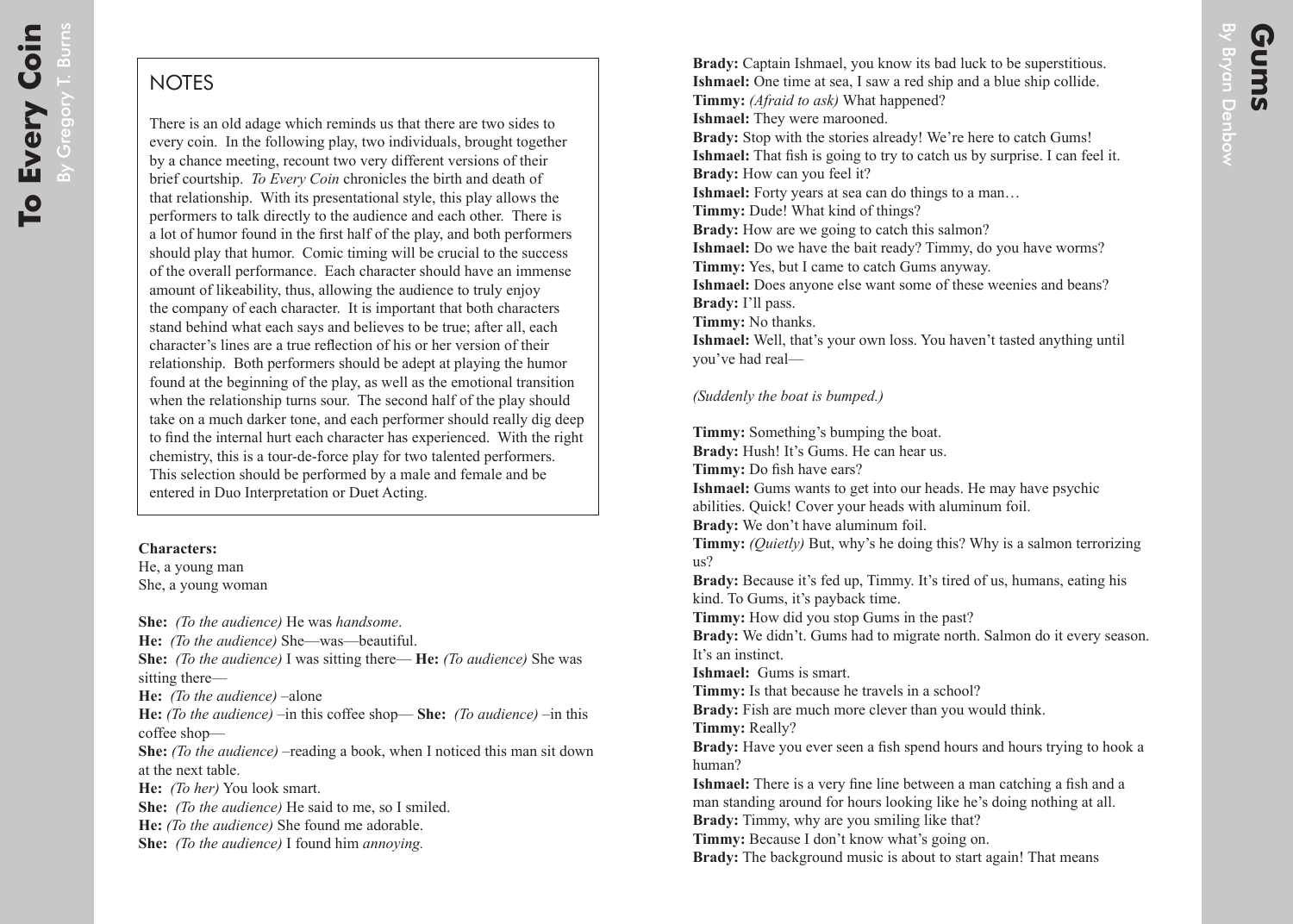# To Every Coin

By Gregory T. Burns

## NOTES

There is an old adage which reminds us that there are two sides to every coin. In the following play, two individuals, brought together by a chance meeting, recount two very different versions of their brief courtship. *To Every Coin* chronicles the birth and death of that relationship. With its presentational style, this play allows the performers to talk directly to the audience and each other. There is a lot of humor found in the first half of the play, and both performers should play that humor. Comic timing will be crucial to the success of the overall performance. Each character should have an immense amount of likeability, thus, allowing the audience to truly enjoy the company of each character. It is important that both characters stand behind what each says and believes to be true; after all, each character's lines are a true reflection of his or her version of their relationship. Both performers should be adept at playing the humor found at the beginning of the play, as well as the emotional transition when the relationship turns sour. The second half of the play should take on a much darker tone, and each performer should really dig deep to find the internal hurt each character has experienced. With the right chemistry, this is a tour-de-force play for two talented performers. This selection should be performed by a male and female and be entered in Duo Interpretation or Duet Acting.

**Characters:**
He, a young man
She, a young woman

**She:** *(To the audience)* He was *handsome*.
**He:** *(To the audience)* She—was—beautiful.
**She:** *(To the audience)* I was sitting there— **He:** *(To audience)* She was sitting there—
**He:** *(To the audience)* –alone
**He:** *(To the audience)* –in this coffee shop— **She:** *(To audience)* –in this coffee shop—
**She:** *(To the audience)* –reading a book, when I noticed this man sit down at the next table.
**He:** *(To her)* You look smart.
**She:** *(To the audience)* He said to me, so I smiled.
**He:** *(To the audience)* She found me adorable.
**She:** *(To the audience)* I found him *annoying.*

# Gums

By Bryan Denbow

**Brady:** Captain Ishmael, you know its bad luck to be superstitious.
**Ishmael:** One time at sea, I saw a red ship and a blue ship collide.
**Timmy:** *(Afraid to ask)* What happened?
**Ishmael:** They were marooned.
**Brady:** Stop with the stories already! We're here to catch Gums!
**Ishmael:** That fish is going to try to catch us by surprise. I can feel it.
**Brady:** How can you feel it?
**Ishmael:** Forty years at sea can do things to a man…
**Timmy:** Dude! What kind of things?
**Brady:** How are we going to catch this salmon?
**Ishmael:** Do we have the bait ready? Timmy, do you have worms?
**Timmy:** Yes, but I came to catch Gums anyway.
**Ishmael:** Does anyone else want some of these weenies and beans?
**Brady:** I'll pass.
**Timmy:** No thanks.
**Ishmael:** Well, that's your own loss. You haven't tasted anything until you've had real—

*(Suddenly the boat is bumped.)*

**Timmy:** Something's bumping the boat.
**Brady:** Hush! It's Gums. He can hear us.
**Timmy:** Do fish have ears?
**Ishmael:** Gums wants to get into our heads. He may have psychic abilities. Quick! Cover your heads with aluminum foil.
**Brady:** We don't have aluminum foil.
**Timmy:** *(Quietly)* But, why's he doing this? Why is a salmon terrorizing us?
**Brady:** Because it's fed up, Timmy. It's tired of us, humans, eating his kind. To Gums, it's payback time.
**Timmy:** How did you stop Gums in the past?
**Brady:** We didn't. Gums had to migrate north. Salmon do it every season. It's an instinct.
**Ishmael:** Gums is smart.
**Timmy:** Is that because he travels in a school?
**Brady:** Fish are much more clever than you would think.
**Timmy:** Really?
**Brady:** Have you ever seen a fish spend hours and hours trying to hook a human?
**Ishmael:** There is a very fine line between a man catching a fish and a man standing around for hours looking like he's doing nothing at all.
**Brady:** Timmy, why are you smiling like that?
**Timmy:** Because I don't know what's going on.
**Brady:** The background music is about to start again! That means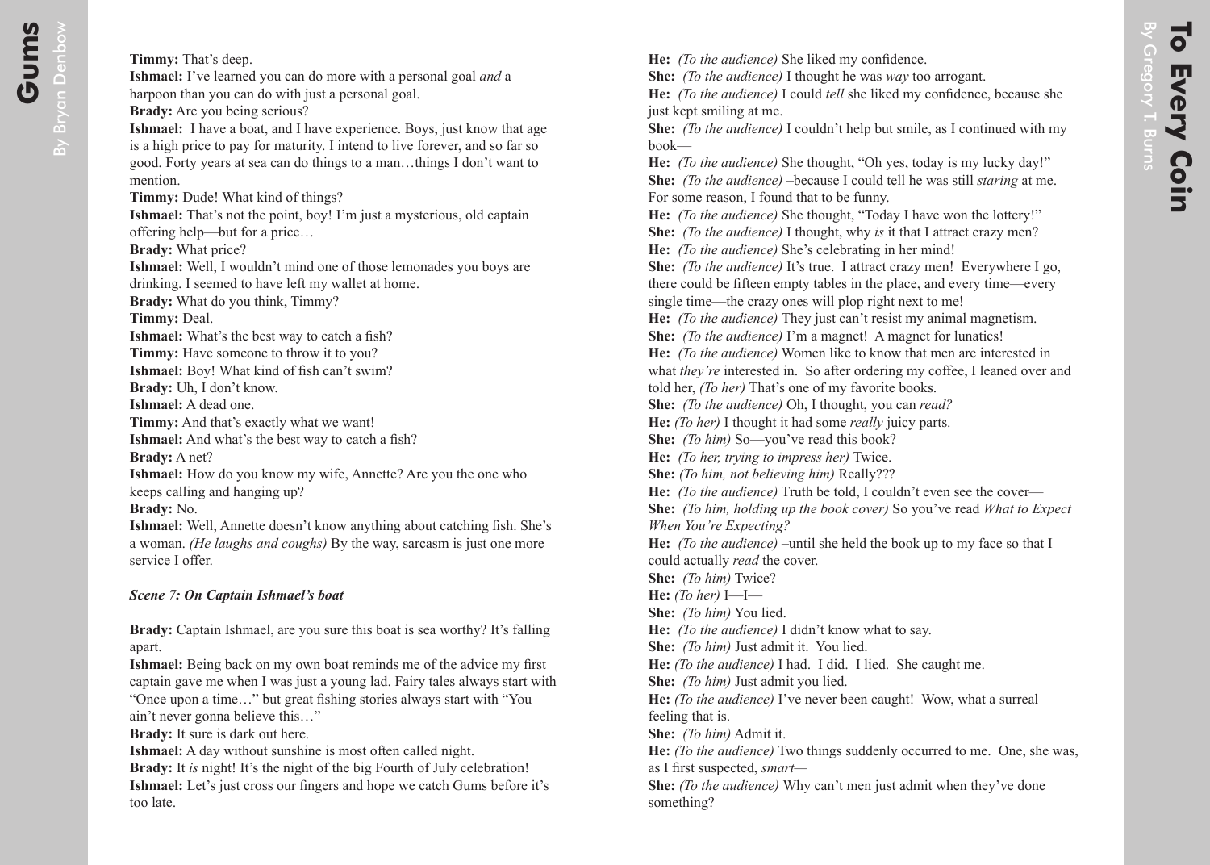**Timmy:** That's deep.
**Ishmael:** I've learned you can do more with a personal goal *and* a harpoon than you can do with just a personal goal.
**Brady:** Are you being serious?
**Ishmael:** I have a boat, and I have experience. Boys, just know that age is a high price to pay for maturity. I intend to live forever, and so far so good. Forty years at sea can do things to a man…things I don't want to mention.
**Timmy:** Dude! What kind of things?
**Ishmael:** That's not the point, boy! I'm just a mysterious, old captain offering help—but for a price…
**Brady:** What price?
**Ishmael:** Well, I wouldn't mind one of those lemonades you boys are drinking. I seemed to have left my wallet at home.
**Brady:** What do you think, Timmy?
**Timmy:** Deal.
**Ishmael:** What's the best way to catch a fish?
**Timmy:** Have someone to throw it to you?
**Ishmael:** Boy! What kind of fish can't swim?
**Brady:** Uh, I don't know.
**Ishmael:** A dead one.
**Timmy:** And that's exactly what we want!
**Ishmael:** And what's the best way to catch a fish?
**Brady:** A net?
**Ishmael:** How do you know my wife, Annette? Are you the one who keeps calling and hanging up?
**Brady:** No.
**Ishmael:** Well, Annette doesn't know anything about catching fish. She's a woman. *(He laughs and coughs)* By the way, sarcasm is just one more service I offer.

***Scene 7: On Captain Ishmael's boat***

**Brady:** Captain Ishmael, are you sure this boat is sea worthy? It's falling apart.
**Ishmael:** Being back on my own boat reminds me of the advice my first captain gave me when I was just a young lad. Fairy tales always start with "Once upon a time…" but great fishing stories always start with "You ain't never gonna believe this…"
**Brady:** It sure is dark out here.
**Ishmael:** A day without sunshine is most often called night.
**Brady:** It *is* night! It's the night of the big Fourth of July celebration!
**Ishmael:** Let's just cross our fingers and hope we catch Gums before it's too late.

**He:** *(To the audience)* She liked my confidence.
**She:** *(To the audience)* I thought he was *way* too arrogant.
**He:** *(To the audience)* I could *tell* she liked my confidence, because she just kept smiling at me.
**She:** *(To the audience)* I couldn't help but smile, as I continued with my book—
**He:** *(To the audience)* She thought, "Oh yes, today is my lucky day!"
**She:** *(To the audience)* –because I could tell he was still *staring* at me. For some reason, I found that to be funny.
**He:** *(To the audience)* She thought, "Today I have won the lottery!"
**She:** *(To the audience)* I thought, why *is* it that I attract crazy men?
**He:** *(To the audience)* She's celebrating in her mind!
**She:** *(To the audience)* It's true. I attract crazy men! Everywhere I go, there could be fifteen empty tables in the place, and every time—every single time—the crazy ones will plop right next to me!
**He:** *(To the audience)* They just can't resist my animal magnetism.
**She:** *(To the audience)* I'm a magnet! A magnet for lunatics!
**He:** *(To the audience)* Women like to know that men are interested in what *they're* interested in. So after ordering my coffee, I leaned over and told her, *(To her)* That's one of my favorite books.
**She:** *(To the audience)* Oh, I thought, you can *read?*
**He:** *(To her)* I thought it had some *really* juicy parts.
**She:** *(To him)* So—you've read this book?
**He:** *(To her, trying to impress her)* Twice.
**She:** *(To him, not believing him)* Really???
**He:** *(To the audience)* Truth be told, I couldn't even see the cover—
**She:** *(To him, holding up the book cover)* So you've read *What to Expect When You're Expecting?*
**He:** *(To the audience)* –until she held the book up to my face so that I could actually *read* the cover.
**She:** *(To him)* Twice?
**He:** *(To her)* I—I—
**She:** *(To him)* You lied.
**He:** *(To the audience)* I didn't know what to say.
**She:** *(To him)* Just admit it. You lied.
**He:** *(To the audience)* I had. I did. I lied. She caught me.
**She:** *(To him)* Just admit you lied.
**He:** *(To the audience)* I've never been caught! Wow, what a surreal feeling that is.
**She:** *(To him)* Admit it.
**He:** *(To the audience)* Two things suddenly occurred to me. One, she was, as I first suspected, *smart*—
**She:** *(To the audience)* Why can't men just admit when they've done something?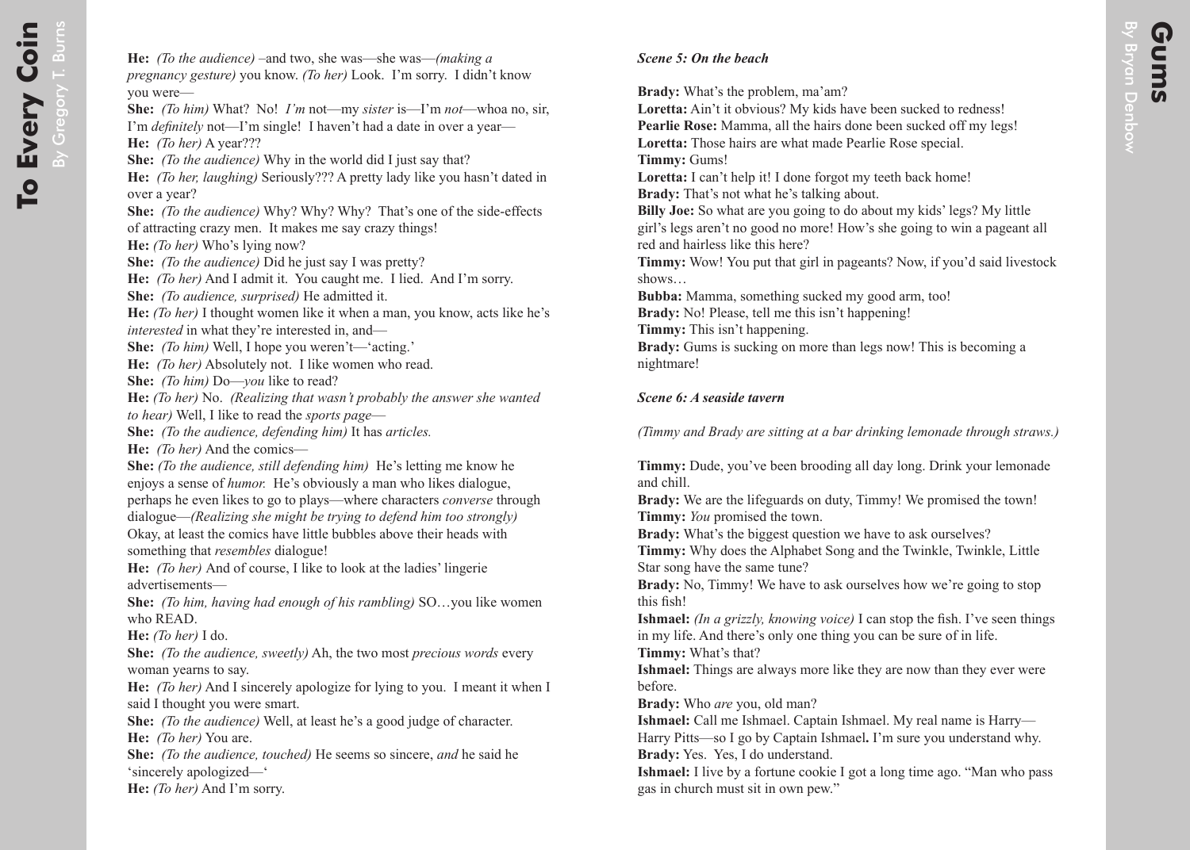**He:** *(To the audience)* –and two, she was—she was—*(making a pregnancy gesture)* you know. *(To her)* Look. I'm sorry. I didn't know you were—

**She:** *(To him)* What? No! *I'm* not—my *sister* is—I'm *not*—whoa no, sir, I'm *definitely* not—I'm single! I haven't had a date in over a year—

**He:** *(To her)* A year???

**She:** *(To the audience)* Why in the world did I just say that?

**He:** *(To her, laughing)* Seriously??? A pretty lady like you hasn't dated in over a year?

**She:** *(To the audience)* Why? Why? Why? That's one of the side-effects of attracting crazy men. It makes me say crazy things!

**He:** *(To her)* Who's lying now?

**She:** *(To the audience)* Did he just say I was pretty?

**He:** *(To her)* And I admit it. You caught me. I lied. And I'm sorry.

**She:** *(To audience, surprised)* He admitted it.

**He:** *(To her)* I thought women like it when a man, you know, acts like he's *interested* in what they're interested in, and—

**She:** *(To him)* Well, I hope you weren't—'acting.'

**He:** *(To her)* Absolutely not. I like women who read.

**She:** *(To him)* Do—*you* like to read?

**He:** *(To her)* No. *(Realizing that wasn't probably the answer she wanted to hear)* Well, I like to read the *sports page*—

**She:** *(To the audience, defending him)* It has *articles.*

**He:** *(To her)* And the comics—

**She:** *(To the audience, still defending him)* He's letting me know he enjoys a sense of *humor.* He's obviously a man who likes dialogue, perhaps he even likes to go to plays—where characters *converse* through dialogue—*(Realizing she might be trying to defend him too strongly)* Okay, at least the comics have little bubbles above their heads with something that *resembles* dialogue!

**He:** *(To her)* And of course, I like to look at the ladies' lingerie advertisements—

**She:** *(To him, having had enough of his rambling)* SO…you like women who READ.

**He:** *(To her)* I do.

**She:** *(To the audience, sweetly)* Ah, the two most *precious words* every woman yearns to say.

**He:** *(To her)* And I sincerely apologize for lying to you. I meant it when I said I thought you were smart.

**She:** *(To the audience)* Well, at least he's a good judge of character.

**He:** *(To her)* You are.

**She:** *(To the audience, touched)* He seems so sincere, *and* he said he 'sincerely apologized—'

**He:** *(To her)* And I'm sorry.

***Scene 5: On the beach***

**Brady:** What's the problem, ma'am?

**Loretta:** Ain't it obvious? My kids have been sucked to redness!

**Pearlie Rose:** Mamma, all the hairs done been sucked off my legs!

**Loretta:** Those hairs are what made Pearlie Rose special.

**Timmy:** Gums!

**Loretta:** I can't help it! I done forgot my teeth back home!

**Brady:** That's not what he's talking about.

**Billy Joe:** So what are you going to do about my kids' legs? My little girl's legs aren't no good no more! How's she going to win a pageant all red and hairless like this here?

**Timmy:** Wow! You put that girl in pageants? Now, if you'd said livestock shows…

**Bubba:** Mamma, something sucked my good arm, too!

**Brady:** No! Please, tell me this isn't happening!

**Timmy:** This isn't happening.

**Brady:** Gums is sucking on more than legs now! This is becoming a nightmare!

***Scene 6: A seaside tavern***

*(Timmy and Brady are sitting at a bar drinking lemonade through straws.)*

**Timmy:** Dude, you've been brooding all day long. Drink your lemonade and chill.

**Brady:** We are the lifeguards on duty, Timmy! We promised the town!

**Timmy:** *You* promised the town.

**Brady:** What's the biggest question we have to ask ourselves?

**Timmy:** Why does the Alphabet Song and the Twinkle, Twinkle, Little Star song have the same tune?

**Brady:** No, Timmy! We have to ask ourselves how we're going to stop this fish!

**Ishmael:** *(In a grizzly, knowing voice)* I can stop the fish. I've seen things in my life. And there's only one thing you can be sure of in life.

**Timmy:** What's that?

**Ishmael:** Things are always more like they are now than they ever were before.

**Brady:** Who *are* you, old man?

**Ishmael:** Call me Ishmael. Captain Ishmael. My real name is Harry—Harry Pitts—so I go by Captain Ishmael**.** I'm sure you understand why.

**Brady:** Yes. Yes, I do understand.

**Ishmael:** I live by a fortune cookie I got a long time ago. "Man who pass gas in church must sit in own pew."